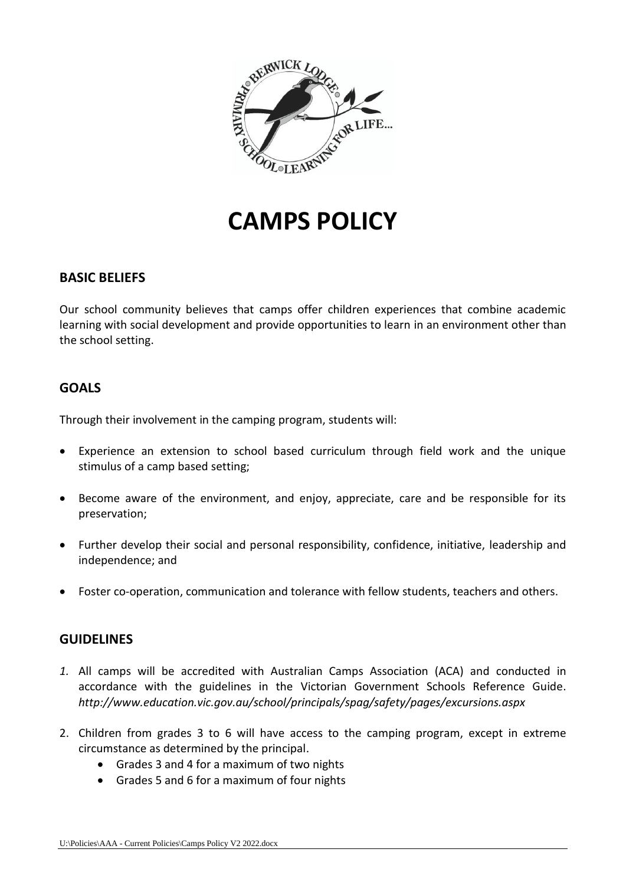# CAMPS POLICY

## BASIC BELIEFS

Our school community believes that camps offer children experiences that combine academic learning with social development and provide opportunities to learn in an environment other than the school setting.

## GOALS

Through their involvement in the camping program, students will:

- Experience an extension to school based curriculum through field work and the unique stimulus of a camp based setting;
- Become aware of the environment, and enjoy, appreciate, care and be responsible for its preservation;
- Further develop their social and personal responsibility, confidence, initiative, leadership and independence; and
- Foster co-operation, communication and tolerance with fellow students, teachers and others.

## GUIDELINES

1. All camps will be accredited with Australian Camps Association (ACA) and conducted in accordance with the guidelines in the Victorian Government Schools Reference Guide. *http://www.education.vic.gov.au/school/principals/spag/safety/pages/excursions.aspx*
2. Children from grades 3 to 6 will have access to the camping program, except in extreme circumstance as determined by the principal.
   - Grades 3 and 4 for a maximum of two nights
   - Grades 5 and 6 for a maximum of four nights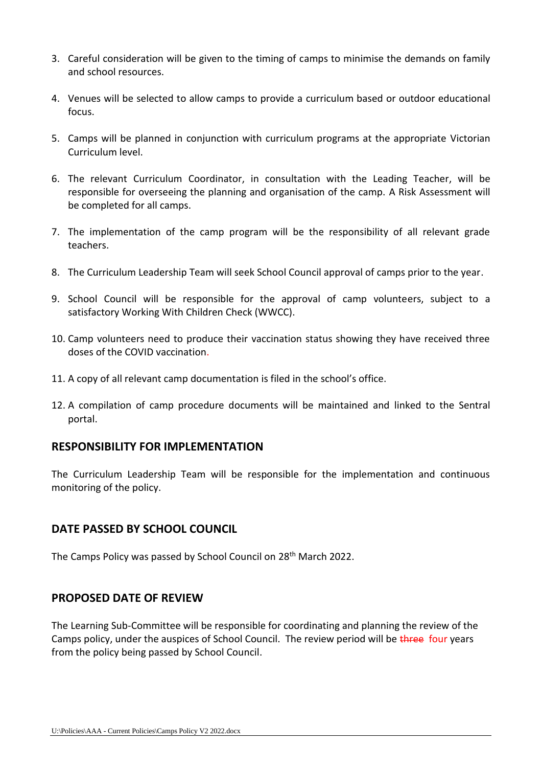3. Careful consideration will be given to the timing of camps to minimise the demands on family and school resources.

4. Venues will be selected to allow camps to provide a curriculum based or outdoor educational focus.

5. Camps will be planned in conjunction with curriculum programs at the appropriate Victorian Curriculum level.

6. The relevant Curriculum Coordinator, in consultation with the Leading Teacher, will be responsible for overseeing the planning and organisation of the camp. A Risk Assessment will be completed for all camps.

7. The implementation of the camp program will be the responsibility of all relevant grade teachers.

8. The Curriculum Leadership Team will seek School Council approval of camps prior to the year.

9. School Council will be responsible for the approval of camp volunteers, subject to a satisfactory Working With Children Check (WWCC).

10. Camp volunteers need to produce their vaccination status showing they have received three doses of the COVID vaccination.

11. A copy of all relevant camp documentation is filed in the school's office.

12. A compilation of camp procedure documents will be maintained and linked to the Sentral portal.

## RESPONSIBILITY FOR IMPLEMENTATION

The Curriculum Leadership Team will be responsible for the implementation and continuous monitoring of the policy.

## DATE PASSED BY SCHOOL COUNCIL

The Camps Policy was passed by School Council on 28th March 2022.

## PROPOSED DATE OF REVIEW

The Learning Sub-Committee will be responsible for coordinating and planning the review of the Camps policy, under the auspices of School Council. The review period will be ~~three~~ four years from the policy being passed by School Council.

U:\Policies\AAA - Current Policies\Camps Policy V2 2022.docx